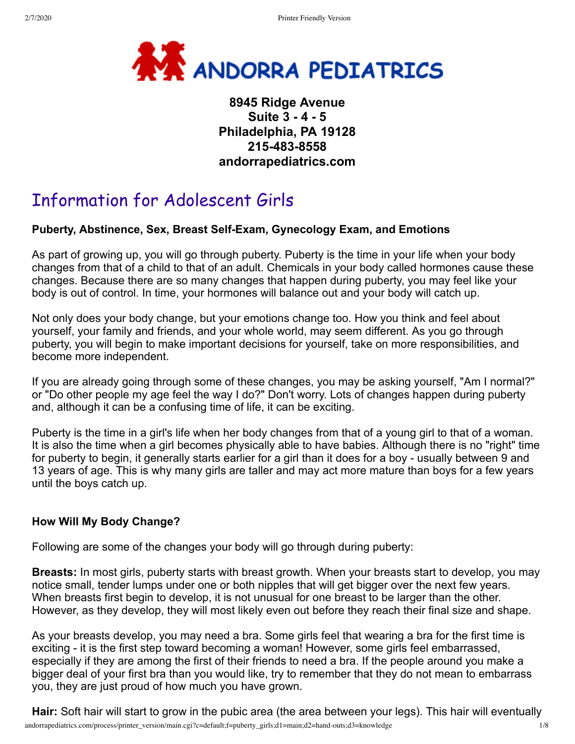**ANDORRA PEDIATRICS**

**8945 Ridge Avenue**
**Suite 3 - 4 - 5**
**Philadelphia, PA 19128**
**215-483-8558**
**andorrapediatrics.com**

# Information for Adolescent Girls

**Puberty, Abstinence, Sex, Breast Self-Exam, Gynecology Exam, and Emotions**

As part of growing up, you will go through puberty. Puberty is the time in your life when your body changes from that of a child to that of an adult. Chemicals in your body called hormones cause these changes. Because there are so many changes that happen during puberty, you may feel like your body is out of control. In time, your hormones will balance out and your body will catch up.

Not only does your body change, but your emotions change too. How you think and feel about yourself, your family and friends, and your whole world, may seem different. As you go through puberty, you will begin to make important decisions for yourself, take on more responsibilities, and become more independent.

If you are already going through some of these changes, you may be asking yourself, "Am I normal?" or "Do other people my age feel the way I do?" Don't worry. Lots of changes happen during puberty and, although it can be a confusing time of life, it can be exciting.

Puberty is the time in a girl's life when her body changes from that of a young girl to that of a woman. It is also the time when a girl becomes physically able to have babies. Although there is no "right" time for puberty to begin, it generally starts earlier for a girl than it does for a boy - usually between 9 and 13 years of age. This is why many girls are taller and may act more mature than boys for a few years until the boys catch up.

**How Will My Body Change?**

Following are some of the changes your body will go through during puberty:

**Breasts:** In most girls, puberty starts with breast growth. When your breasts start to develop, you may notice small, tender lumps under one or both nipples that will get bigger over the next few years. When breasts first begin to develop, it is not unusual for one breast to be larger than the other. However, as they develop, they will most likely even out before they reach their final size and shape.

As your breasts develop, you may need a bra. Some girls feel that wearing a bra for the first time is exciting - it is the first step toward becoming a woman! However, some girls feel embarrassed, especially if they are among the first of their friends to need a bra. If the people around you make a bigger deal of your first bra than you would like, try to remember that they do not mean to embarrass you, they are just proud of how much you have grown.

**Hair:** Soft hair will start to grow in the pubic area (the area between your legs). This hair will eventually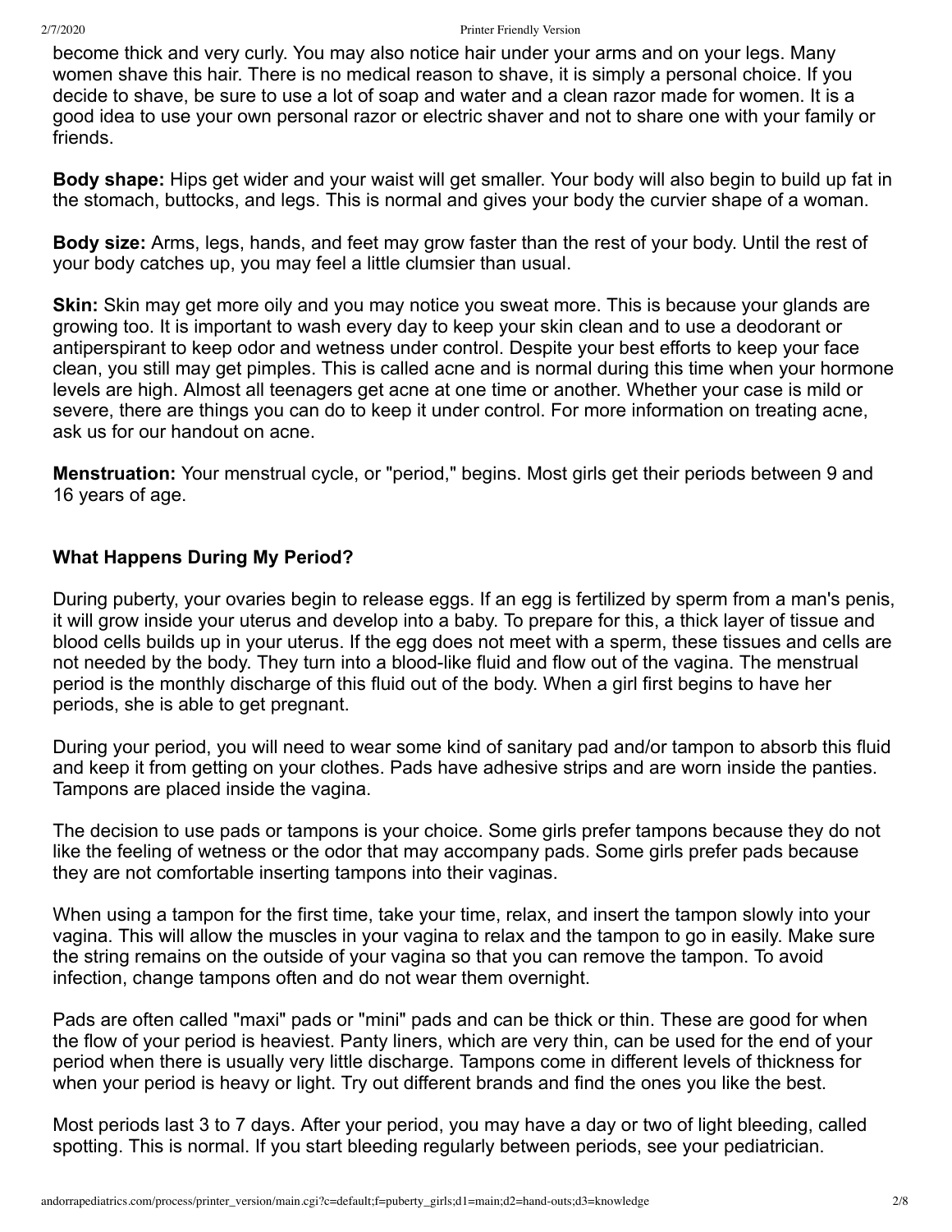become thick and very curly. You may also notice hair under your arms and on your legs. Many women shave this hair. There is no medical reason to shave, it is simply a personal choice. If you decide to shave, be sure to use a lot of soap and water and a clean razor made for women. It is a good idea to use your own personal razor or electric shaver and not to share one with your family or friends.

**Body shape:** Hips get wider and your waist will get smaller. Your body will also begin to build up fat in the stomach, buttocks, and legs. This is normal and gives your body the curvier shape of a woman.

**Body size:** Arms, legs, hands, and feet may grow faster than the rest of your body. Until the rest of your body catches up, you may feel a little clumsier than usual.

**Skin:** Skin may get more oily and you may notice you sweat more. This is because your glands are growing too. It is important to wash every day to keep your skin clean and to use a deodorant or antiperspirant to keep odor and wetness under control. Despite your best efforts to keep your face clean, you still may get pimples. This is called acne and is normal during this time when your hormone levels are high. Almost all teenagers get acne at one time or another. Whether your case is mild or severe, there are things you can do to keep it under control. For more information on treating acne, ask us for our handout on acne.

**Menstruation:** Your menstrual cycle, or "period," begins. Most girls get their periods between 9 and 16 years of age.

### What Happens During My Period?

During puberty, your ovaries begin to release eggs. If an egg is fertilized by sperm from a man's penis, it will grow inside your uterus and develop into a baby. To prepare for this, a thick layer of tissue and blood cells builds up in your uterus. If the egg does not meet with a sperm, these tissues and cells are not needed by the body. They turn into a blood-like fluid and flow out of the vagina. The menstrual period is the monthly discharge of this fluid out of the body. When a girl first begins to have her periods, she is able to get pregnant.

During your period, you will need to wear some kind of sanitary pad and/or tampon to absorb this fluid and keep it from getting on your clothes. Pads have adhesive strips and are worn inside the panties. Tampons are placed inside the vagina.

The decision to use pads or tampons is your choice. Some girls prefer tampons because they do not like the feeling of wetness or the odor that may accompany pads. Some girls prefer pads because they are not comfortable inserting tampons into their vaginas.

When using a tampon for the first time, take your time, relax, and insert the tampon slowly into your vagina. This will allow the muscles in your vagina to relax and the tampon to go in easily. Make sure the string remains on the outside of your vagina so that you can remove the tampon. To avoid infection, change tampons often and do not wear them overnight.

Pads are often called "maxi" pads or "mini" pads and can be thick or thin. These are good for when the flow of your period is heaviest. Panty liners, which are very thin, can be used for the end of your period when there is usually very little discharge. Tampons come in different levels of thickness for when your period is heavy or light. Try out different brands and find the ones you like the best.

Most periods last 3 to 7 days. After your period, you may have a day or two of light bleeding, called spotting. This is normal. If you start bleeding regularly between periods, see your pediatrician.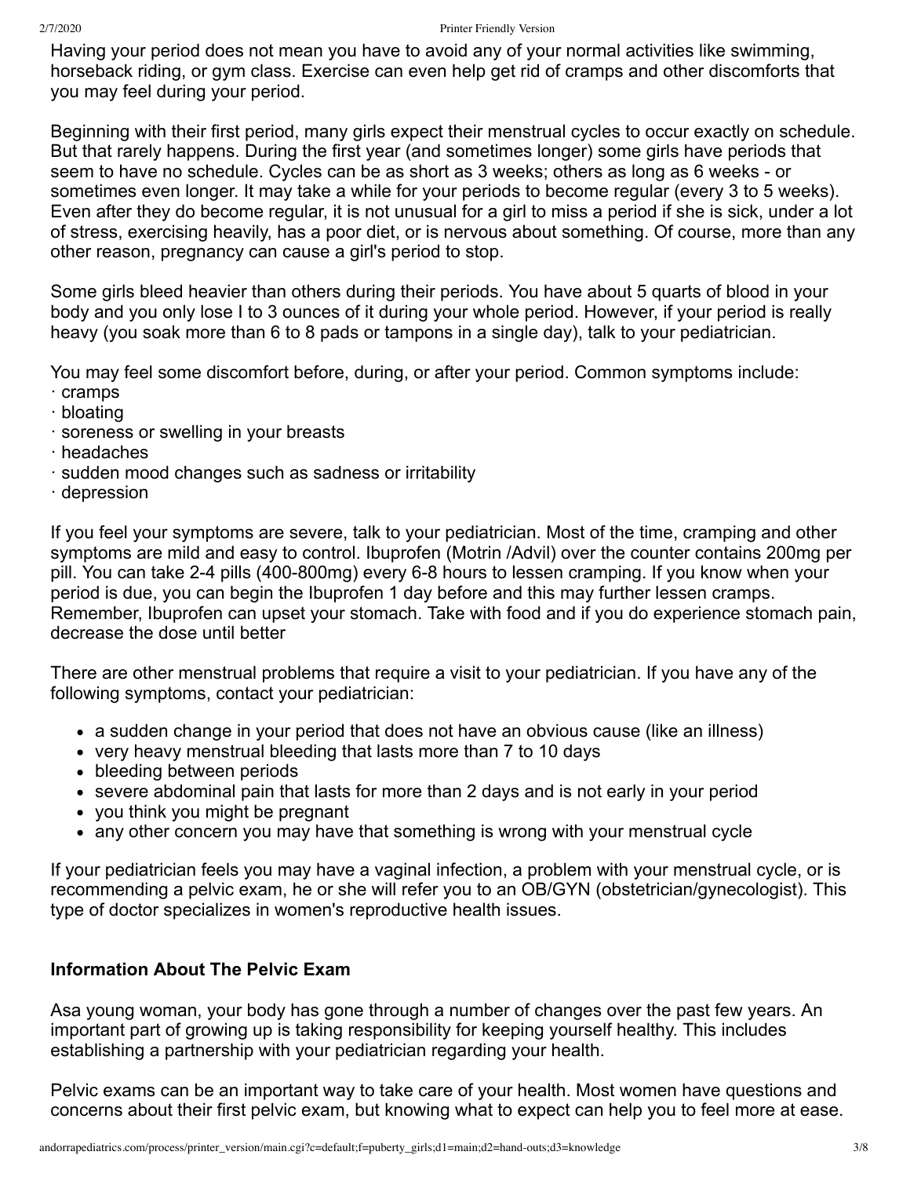Having your period does not mean you have to avoid any of your normal activities like swimming, horseback riding, or gym class. Exercise can even help get rid of cramps and other discomforts that you may feel during your period.

Beginning with their first period, many girls expect their menstrual cycles to occur exactly on schedule. But that rarely happens. During the first year (and sometimes longer) some girls have periods that seem to have no schedule. Cycles can be as short as 3 weeks; others as long as 6 weeks - or sometimes even longer. It may take a while for your periods to become regular (every 3 to 5 weeks). Even after they do become regular, it is not unusual for a girl to miss a period if she is sick, under a lot of stress, exercising heavily, has a poor diet, or is nervous about something. Of course, more than any other reason, pregnancy can cause a girl's period to stop.

Some girls bleed heavier than others during their periods. You have about 5 quarts of blood in your body and you only lose I to 3 ounces of it during your whole period. However, if your period is really heavy (you soak more than 6 to 8 pads or tampons in a single day), talk to your pediatrician.

You may feel some discomfort before, during, or after your period. Common symptoms include:
· cramps
· bloating
· soreness or swelling in your breasts
· headaches
· sudden mood changes such as sadness or irritability
· depression

If you feel your symptoms are severe, talk to your pediatrician. Most of the time, cramping and other symptoms are mild and easy to control. Ibuprofen (Motrin /Advil) over the counter contains 200mg per pill. You can take 2-4 pills (400-800mg) every 6-8 hours to lessen cramping. If you know when your period is due, you can begin the Ibuprofen 1 day before and this may further lessen cramps. Remember, Ibuprofen can upset your stomach. Take with food and if you do experience stomach pain, decrease the dose until better

There are other menstrual problems that require a visit to your pediatrician. If you have any of the following symptoms, contact your pediatrician:

- a sudden change in your period that does not have an obvious cause (like an illness)
- very heavy menstrual bleeding that lasts more than 7 to 10 days
- bleeding between periods
- severe abdominal pain that lasts for more than 2 days and is not early in your period
- you think you might be pregnant
- any other concern you may have that something is wrong with your menstrual cycle

If your pediatrician feels you may have a vaginal infection, a problem with your menstrual cycle, or is recommending a pelvic exam, he or she will refer you to an OB/GYN (obstetrician/gynecologist). This type of doctor specializes in women's reproductive health issues.

**Information About The Pelvic Exam**

Asa young woman, your body has gone through a number of changes over the past few years. An important part of growing up is taking responsibility for keeping yourself healthy. This includes establishing a partnership with your pediatrician regarding your health.

Pelvic exams can be an important way to take care of your health. Most women have questions and concerns about their first pelvic exam, but knowing what to expect can help you to feel more at ease.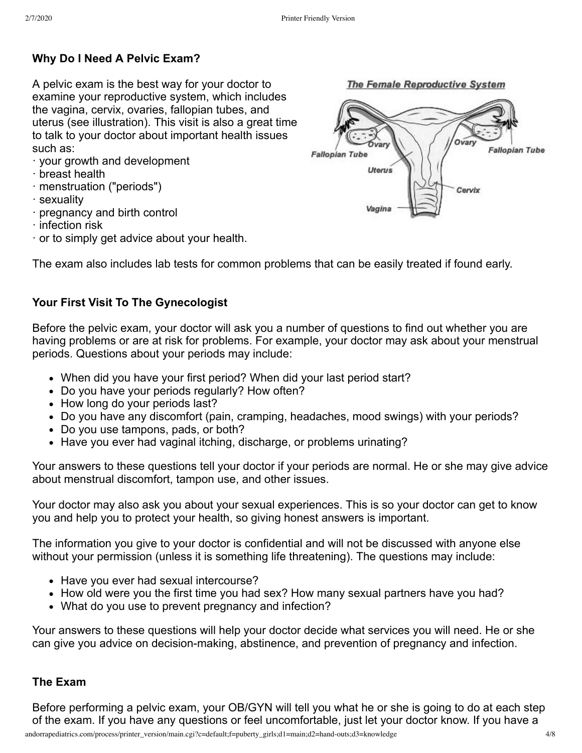**Why Do I Need A Pelvic Exam?**

A pelvic exam is the best way for your doctor to examine your reproductive system, which includes the vagina, cervix, ovaries, fallopian tubes, and uterus (see illustration). This visit is also a great time to talk to your doctor about important health issues such as:

· your growth and development
· breast health
· menstruation ("periods")
· sexuality
· pregnancy and birth control
· infection risk
· or to simply get advice about your health.

The exam also includes lab tests for common problems that can be easily treated if found early.

**Your First Visit To The Gynecologist**

Before the pelvic exam, your doctor will ask you a number of questions to find out whether you are having problems or are at risk for problems. For example, your doctor may ask about your menstrual periods. Questions about your periods may include:

- When did you have your first period? When did your last period start?
- Do you have your periods regularly? How often?
- How long do your periods last?
- Do you have any discomfort (pain, cramping, headaches, mood swings) with your periods?
- Do you use tampons, pads, or both?
- Have you ever had vaginal itching, discharge, or problems urinating?

Your answers to these questions tell your doctor if your periods are normal. He or she may give advice about menstrual discomfort, tampon use, and other issues.

Your doctor may also ask you about your sexual experiences. This is so your doctor can get to know you and help you to protect your health, so giving honest answers is important.

The information you give to your doctor is confidential and will not be discussed with anyone else without your permission (unless it is something life threatening). The questions may include:

- Have you ever had sexual intercourse?
- How old were you the first time you had sex? How many sexual partners have you had?
- What do you use to prevent pregnancy and infection?

Your answers to these questions will help your doctor decide what services you will need. He or she can give you advice on decision-making, abstinence, and prevention of pregnancy and infection.

**The Exam**

Before performing a pelvic exam, your OB/GYN will tell you what he or she is going to do at each step of the exam. If you have any questions or feel uncomfortable, just let your doctor know. If you have a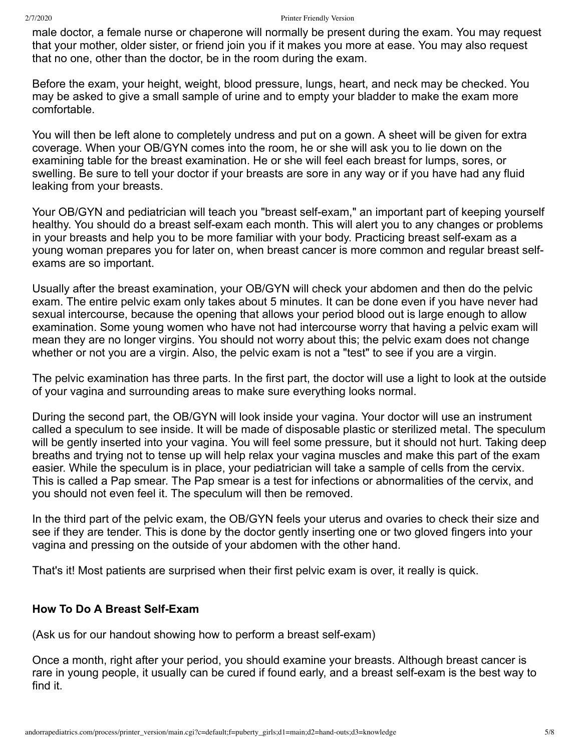male doctor, a female nurse or chaperone will normally be present during the exam. You may request that your mother, older sister, or friend join you if it makes you more at ease. You may also request that no one, other than the doctor, be in the room during the exam.

Before the exam, your height, weight, blood pressure, lungs, heart, and neck may be checked. You may be asked to give a small sample of urine and to empty your bladder to make the exam more comfortable.

You will then be left alone to completely undress and put on a gown. A sheet will be given for extra coverage. When your OB/GYN comes into the room, he or she will ask you to lie down on the examining table for the breast examination. He or she will feel each breast for lumps, sores, or swelling. Be sure to tell your doctor if your breasts are sore in any way or if you have had any fluid leaking from your breasts.

Your OB/GYN and pediatrician will teach you "breast self-exam," an important part of keeping yourself healthy. You should do a breast self-exam each month. This will alert you to any changes or problems in your breasts and help you to be more familiar with your body. Practicing breast self-exam as a young woman prepares you for later on, when breast cancer is more common and regular breast self-exams are so important.

Usually after the breast examination, your OB/GYN will check your abdomen and then do the pelvic exam. The entire pelvic exam only takes about 5 minutes. It can be done even if you have never had sexual intercourse, because the opening that allows your period blood out is large enough to allow examination. Some young women who have not had intercourse worry that having a pelvic exam will mean they are no longer virgins. You should not worry about this; the pelvic exam does not change whether or not you are a virgin. Also, the pelvic exam is not a "test" to see if you are a virgin.

The pelvic examination has three parts. In the first part, the doctor will use a light to look at the outside of your vagina and surrounding areas to make sure everything looks normal.

During the second part, the OB/GYN will look inside your vagina. Your doctor will use an instrument called a speculum to see inside. It will be made of disposable plastic or sterilized metal. The speculum will be gently inserted into your vagina. You will feel some pressure, but it should not hurt. Taking deep breaths and trying not to tense up will help relax your vagina muscles and make this part of the exam easier. While the speculum is in place, your pediatrician will take a sample of cells from the cervix. This is called a Pap smear. The Pap smear is a test for infections or abnormalities of the cervix, and you should not even feel it. The speculum will then be removed.

In the third part of the pelvic exam, the OB/GYN feels your uterus and ovaries to check their size and see if they are tender. This is done by the doctor gently inserting one or two gloved fingers into your vagina and pressing on the outside of your abdomen with the other hand.

That's it! Most patients are surprised when their first pelvic exam is over, it really is quick.

### How To Do A Breast Self-Exam

(Ask us for our handout showing how to perform a breast self-exam)

Once a month, right after your period, you should examine your breasts. Although breast cancer is rare in young people, it usually can be cured if found early, and a breast self-exam is the best way to find it.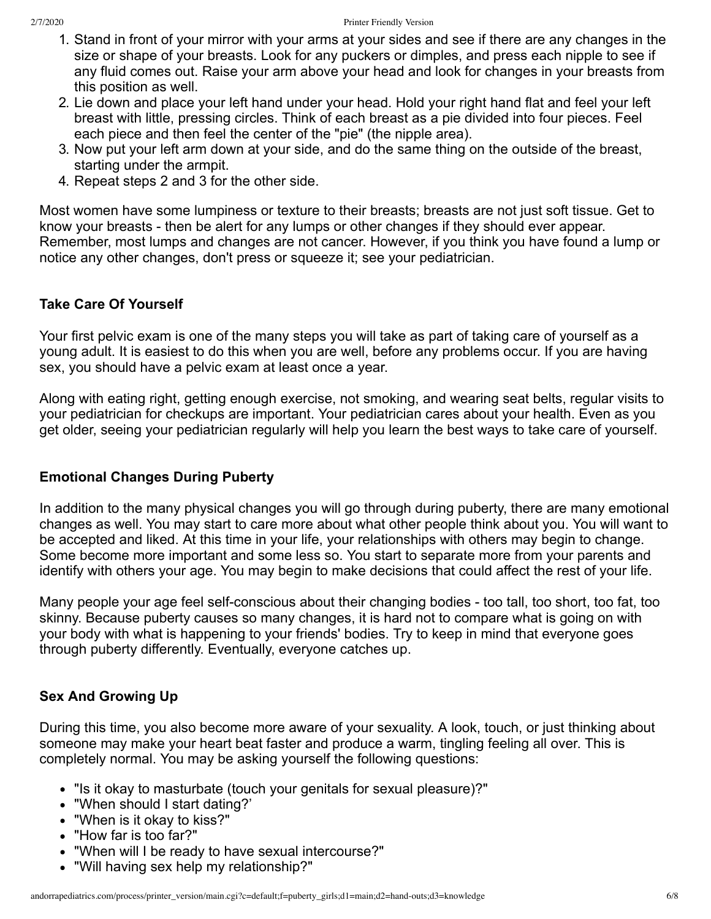1. Stand in front of your mirror with your arms at your sides and see if there are any changes in the size or shape of your breasts. Look for any puckers or dimples, and press each nipple to see if any fluid comes out. Raise your arm above your head and look for changes in your breasts from this position as well.
2. Lie down and place your left hand under your head. Hold your right hand flat and feel your left breast with little, pressing circles. Think of each breast as a pie divided into four pieces. Feel each piece and then feel the center of the "pie" (the nipple area).
3. Now put your left arm down at your side, and do the same thing on the outside of the breast, starting under the armpit.
4. Repeat steps 2 and 3 for the other side.

Most women have some lumpiness or texture to their breasts; breasts are not just soft tissue. Get to know your breasts - then be alert for any lumps or other changes if they should ever appear. Remember, most lumps and changes are not cancer. However, if you think you have found a lump or notice any other changes, don't press or squeeze it; see your pediatrician.

### Take Care Of Yourself

Your first pelvic exam is one of the many steps you will take as part of taking care of yourself as a young adult. It is easiest to do this when you are well, before any problems occur. If you are having sex, you should have a pelvic exam at least once a year.

Along with eating right, getting enough exercise, not smoking, and wearing seat belts, regular visits to your pediatrician for checkups are important. Your pediatrician cares about your health. Even as you get older, seeing your pediatrician regularly will help you learn the best ways to take care of yourself.

### Emotional Changes During Puberty

In addition to the many physical changes you will go through during puberty, there are many emotional changes as well. You may start to care more about what other people think about you. You will want to be accepted and liked. At this time in your life, your relationships with others may begin to change. Some become more important and some less so. You start to separate more from your parents and identify with others your age. You may begin to make decisions that could affect the rest of your life.

Many people your age feel self-conscious about their changing bodies - too tall, too short, too fat, too skinny. Because puberty causes so many changes, it is hard not to compare what is going on with your body with what is happening to your friends' bodies. Try to keep in mind that everyone goes through puberty differently. Eventually, everyone catches up.

### Sex And Growing Up

During this time, you also become more aware of your sexuality. A look, touch, or just thinking about someone may make your heart beat faster and produce a warm, tingling feeling all over. This is completely normal. You may be asking yourself the following questions:

- "Is it okay to masturbate (touch your genitals for sexual pleasure)?"
- "When should I start dating?'
- "When is it okay to kiss?"
- "How far is too far?"
- "When will I be ready to have sexual intercourse?"
- "Will having sex help my relationship?"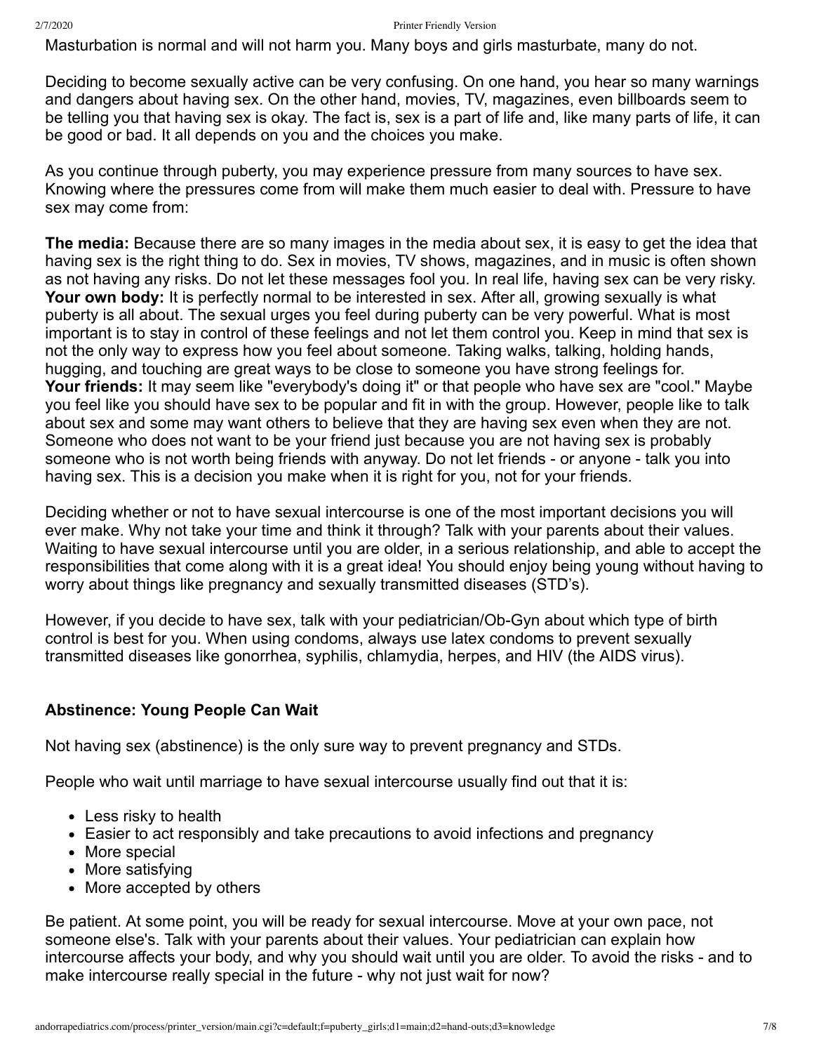Masturbation is normal and will not harm you. Many boys and girls masturbate, many do not.

Deciding to become sexually active can be very confusing. On one hand, you hear so many warnings and dangers about having sex. On the other hand, movies, TV, magazines, even billboards seem to be telling you that having sex is okay. The fact is, sex is a part of life and, like many parts of life, it can be good or bad. It all depends on you and the choices you make.

As you continue through puberty, you may experience pressure from many sources to have sex. Knowing where the pressures come from will make them much easier to deal with. Pressure to have sex may come from:

**The media:** Because there are so many images in the media about sex, it is easy to get the idea that having sex is the right thing to do. Sex in movies, TV shows, magazines, and in music is often shown as not having any risks. Do not let these messages fool you. In real life, having sex can be very risky.
**Your own body:** It is perfectly normal to be interested in sex. After all, growing sexually is what puberty is all about. The sexual urges you feel during puberty can be very powerful. What is most important is to stay in control of these feelings and not let them control you. Keep in mind that sex is not the only way to express how you feel about someone. Taking walks, talking, holding hands, hugging, and touching are great ways to be close to someone you have strong feelings for.
**Your friends:** It may seem like "everybody's doing it" or that people who have sex are "cool." Maybe you feel like you should have sex to be popular and fit in with the group. However, people like to talk about sex and some may want others to believe that they are having sex even when they are not. Someone who does not want to be your friend just because you are not having sex is probably someone who is not worth being friends with anyway. Do not let friends - or anyone - talk you into having sex. This is a decision you make when it is right for you, not for your friends.

Deciding whether or not to have sexual intercourse is one of the most important decisions you will ever make. Why not take your time and think it through? Talk with your parents about their values. Waiting to have sexual intercourse until you are older, in a serious relationship, and able to accept the responsibilities that come along with it is a great idea! You should enjoy being young without having to worry about things like pregnancy and sexually transmitted diseases (STD's).

However, if you decide to have sex, talk with your pediatrician/Ob-Gyn about which type of birth control is best for you. When using condoms, always use latex condoms to prevent sexually transmitted diseases like gonorrhea, syphilis, chlamydia, herpes, and HIV (the AIDS virus).

### Abstinence: Young People Can Wait

Not having sex (abstinence) is the only sure way to prevent pregnancy and STDs.

People who wait until marriage to have sexual intercourse usually find out that it is:

- Less risky to health
- Easier to act responsibly and take precautions to avoid infections and pregnancy
- More special
- More satisfying
- More accepted by others

Be patient. At some point, you will be ready for sexual intercourse. Move at your own pace, not someone else's. Talk with your parents about their values. Your pediatrician can explain how intercourse affects your body, and why you should wait until you are older. To avoid the risks - and to make intercourse really special in the future - why not just wait for now?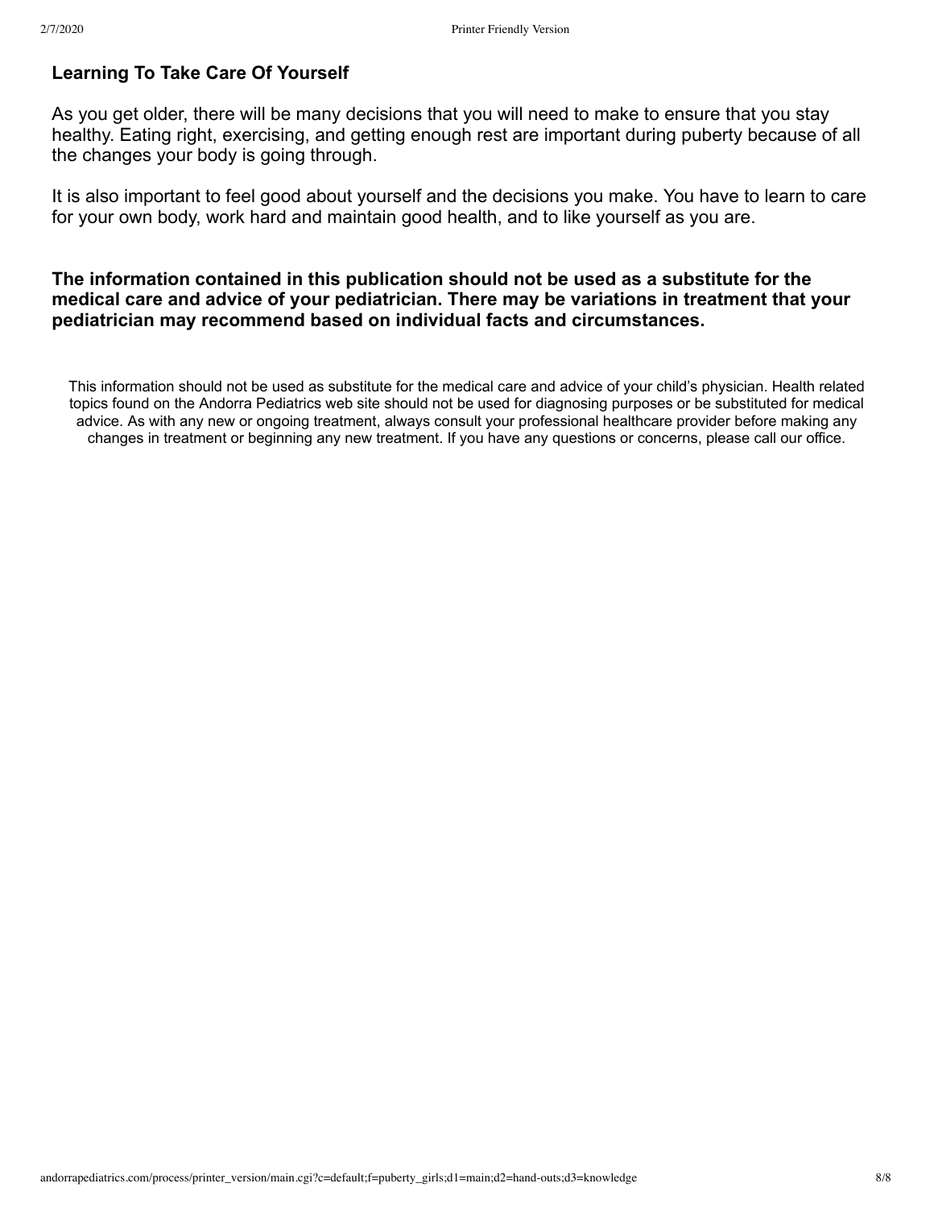### Learning To Take Care Of Yourself

As you get older, there will be many decisions that you will need to make to ensure that you stay healthy. Eating right, exercising, and getting enough rest are important during puberty because of all the changes your body is going through.

It is also important to feel good about yourself and the decisions you make. You have to learn to care for your own body, work hard and maintain good health, and to like yourself as you are.

**The information contained in this publication should not be used as a substitute for the medical care and advice of your pediatrician. There may be variations in treatment that your pediatrician may recommend based on individual facts and circumstances.**

This information should not be used as substitute for the medical care and advice of your child's physician. Health related topics found on the Andorra Pediatrics web site should not be used for diagnosing purposes or be substituted for medical advice. As with any new or ongoing treatment, always consult your professional healthcare provider before making any changes in treatment or beginning any new treatment. If you have any questions or concerns, please call our office.